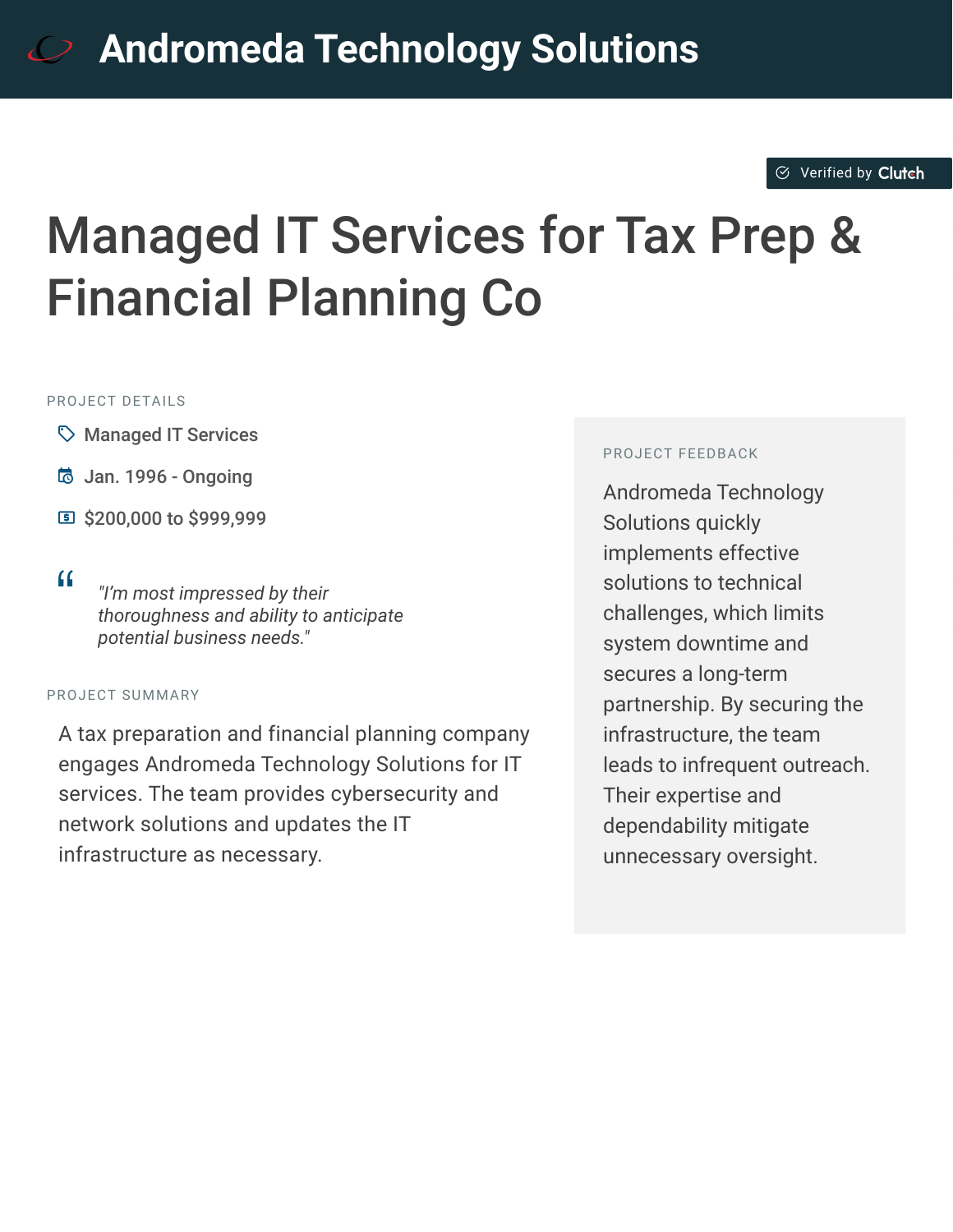# Andromeda Technology Solutions

Verified by Clutch

## Managed IT Services for Tax Prep & Financial Planning Co

PROJECT DETAILS

- Managed IT Services
- Jan. 1996 - Ongoing
- $200,000 to $999,999

> *"I'm most impressed by their thoroughness and ability to anticipate potential business needs."*

PROJECT SUMMARY

A tax preparation and financial planning company engages Andromeda Technology Solutions for IT services. The team provides cybersecurity and network solutions and updates the IT infrastructure as necessary.

PROJECT FEEDBACK

Andromeda Technology Solutions quickly implements effective solutions to technical challenges, which limits system downtime and secures a long-term partnership. By securing the infrastructure, the team leads to infrequent outreach. Their expertise and dependability mitigate unnecessary oversight.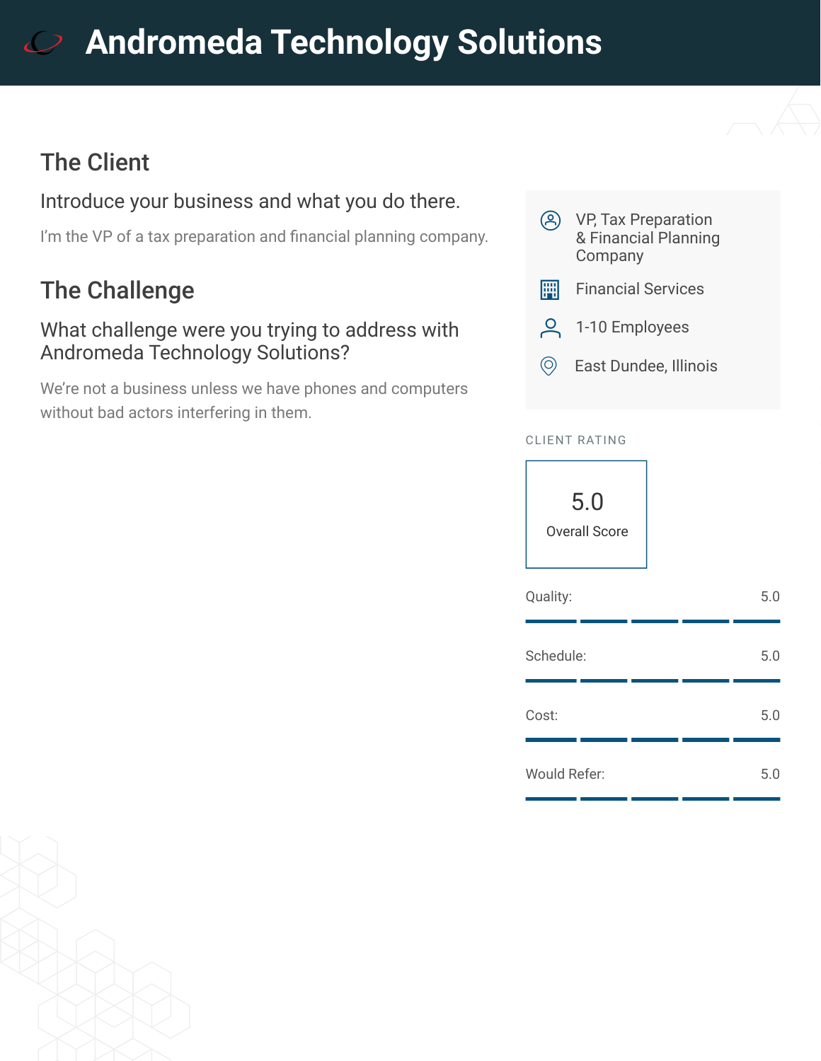# Andromeda Technology Solutions

## The Client

### Introduce your business and what you do there.

I'm the VP of a tax preparation and financial planning company.

## The Challenge

### What challenge were you trying to address with Andromeda Technology Solutions?

We're not a business unless we have phones and computers without bad actors interfering in them.

- VP, Tax Preparation & Financial Planning Company
- Financial Services
- 1-10 Employees
- East Dundee, Illinois

CLIENT RATING

**5.0**
Overall Score

| Category | Score |
|---|---|
| Quality: | 5.0 |
| Schedule: | 5.0 |
| Cost: | 5.0 |
| Would Refer: | 5.0 |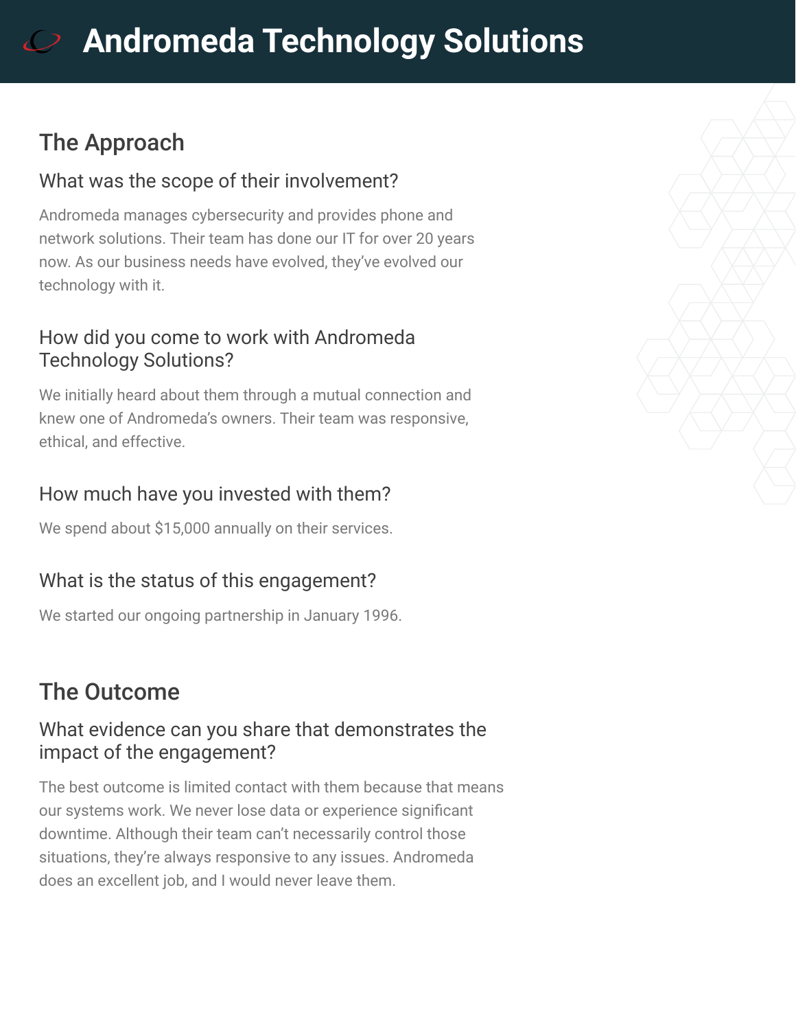# Andromeda Technology Solutions

## The Approach

### What was the scope of their involvement?

Andromeda manages cybersecurity and provides phone and network solutions. Their team has done our IT for over 20 years now. As our business needs have evolved, they've evolved our technology with it.

### How did you come to work with Andromeda Technology Solutions?

We initially heard about them through a mutual connection and knew one of Andromeda's owners. Their team was responsive, ethical, and effective.

### How much have you invested with them?

We spend about $15,000 annually on their services.

### What is the status of this engagement?

We started our ongoing partnership in January 1996.

## The Outcome

### What evidence can you share that demonstrates the impact of the engagement?

The best outcome is limited contact with them because that means our systems work. We never lose data or experience significant downtime. Although their team can't necessarily control those situations, they're always responsive to any issues. Andromeda does an excellent job, and I would never leave them.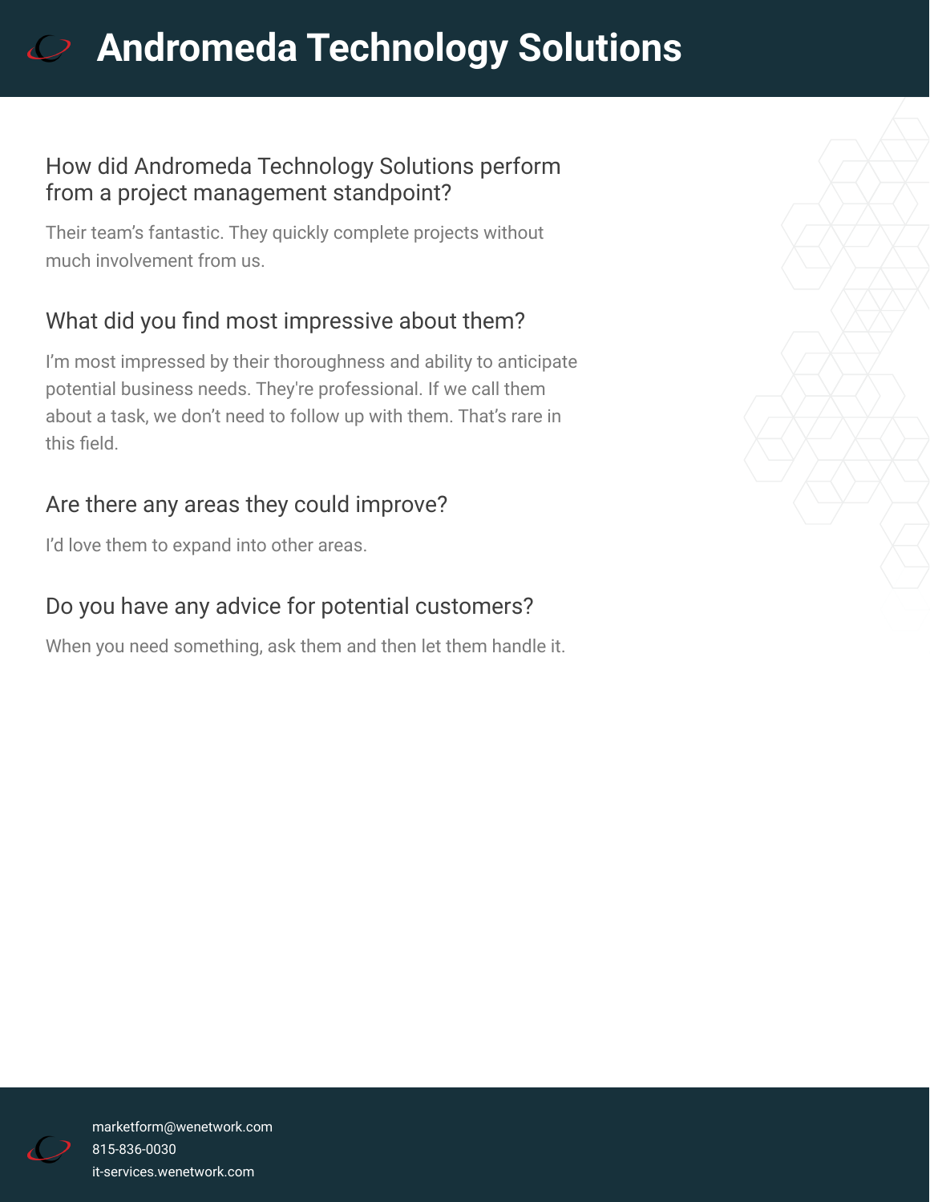### How did Andromeda Technology Solutions perform from a project management standpoint?

Their team's fantastic. They quickly complete projects without much involvement from us.

### What did you find most impressive about them?

I'm most impressed by their thoroughness and ability to anticipate potential business needs. They're professional. If we call them about a task, we don't need to follow up with them. That's rare in this field.

### Are there any areas they could improve?

I'd love them to expand into other areas.

### Do you have any advice for potential customers?

When you need something, ask them and then let them handle it.